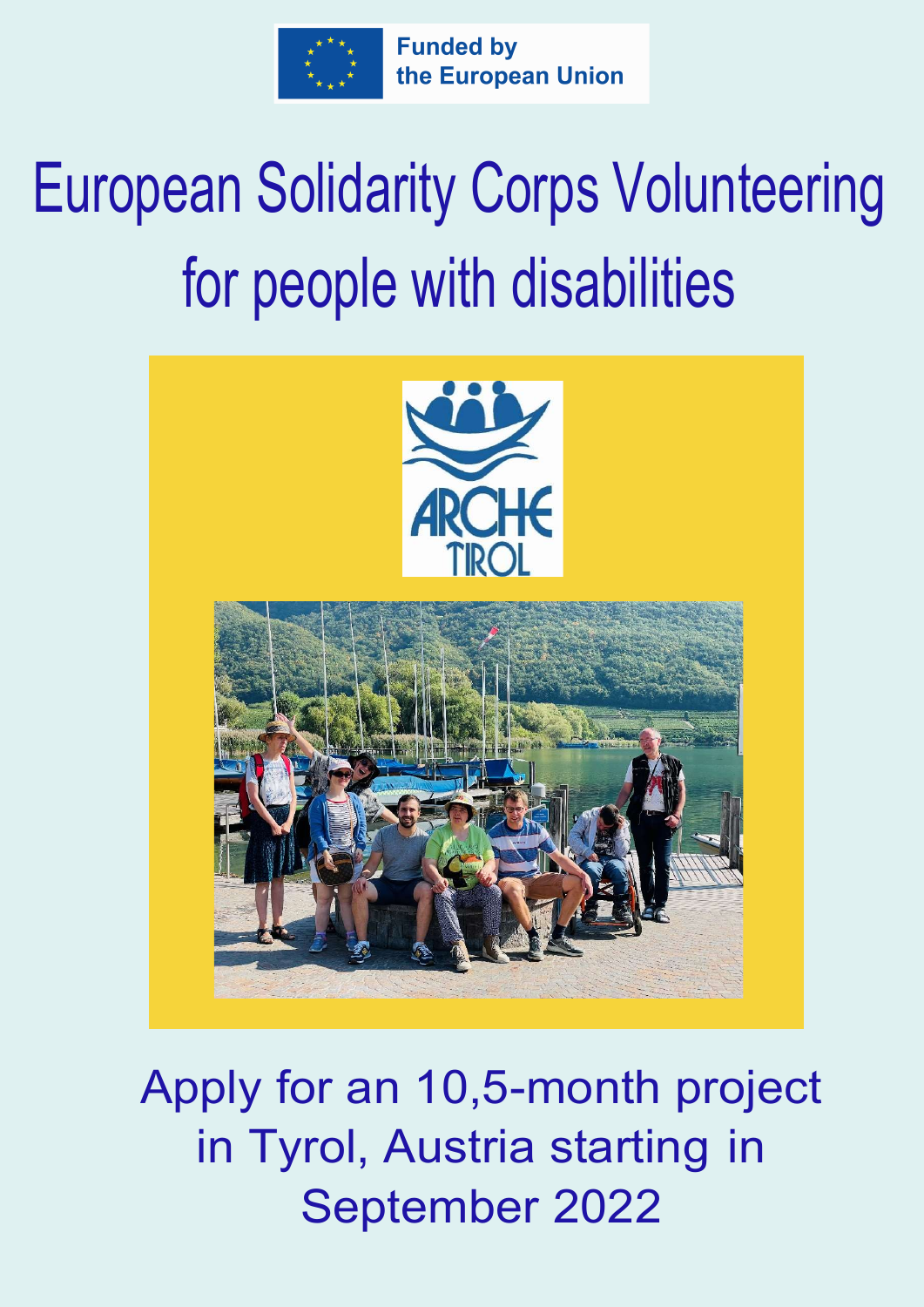Funded by the European Union

# European Solidarity Corps Volunteering for people with disabilities

ARCHE TIROL

Apply for an 10,5-month project in Tyrol, Austria starting in September 2022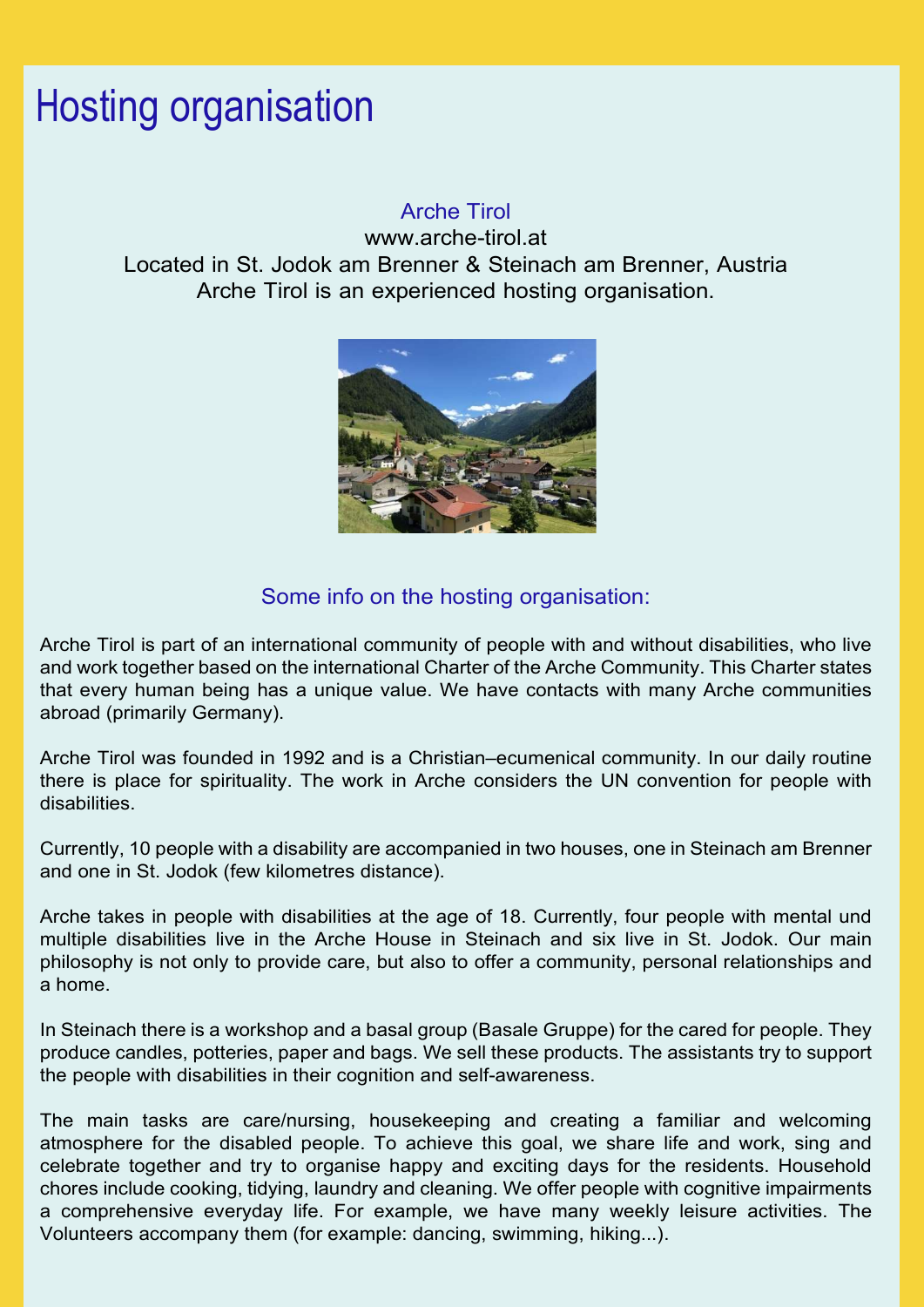# Hosting organisation

## Arche Tirol

www.arche-tirol.at
Located in St. Jodok am Brenner & Steinach am Brenner, Austria
Arche Tirol is an experienced hosting organisation.

### Some info on the hosting organisation:

Arche Tirol is part of an international community of people with and without disabilities, who live and work together based on the international Charter of the Arche Community. This Charter states that every human being has a unique value. We have contacts with many Arche communities abroad (primarily Germany).

Arche Tirol was founded in 1992 and is a Christian–ecumenical community. In our daily routine there is place for spirituality. The work in Arche considers the UN convention for people with disabilities.

Currently, 10 people with a disability are accompanied in two houses, one in Steinach am Brenner and one in St. Jodok (few kilometres distance).

Arche takes in people with disabilities at the age of 18. Currently, four people with mental und multiple disabilities live in the Arche House in Steinach and six live in St. Jodok. Our main philosophy is not only to provide care, but also to offer a community, personal relationships and a home.

In Steinach there is a workshop and a basal group (Basale Gruppe) for the cared for people. They produce candles, potteries, paper and bags. We sell these products. The assistants try to support the people with disabilities in their cognition and self-awareness.

The main tasks are care/nursing, housekeeping and creating a familiar and welcoming atmosphere for the disabled people. To achieve this goal, we share life and work, sing and celebrate together and try to organise happy and exciting days for the residents. Household chores include cooking, tidying, laundry and cleaning. We offer people with cognitive impairments a comprehensive everyday life. For example, we have many weekly leisure activities. The Volunteers accompany them (for example: dancing, swimming, hiking...).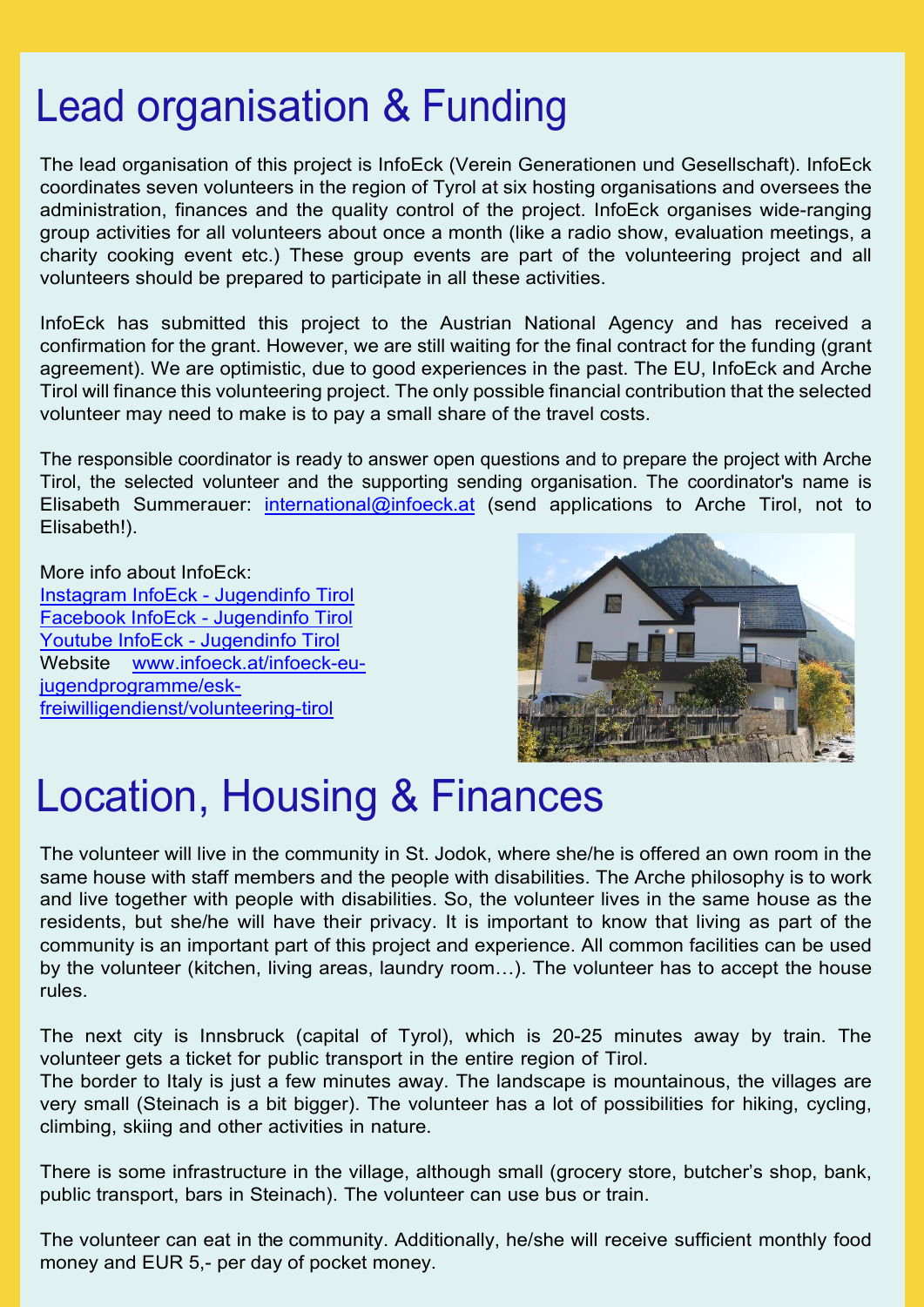# Lead organisation & Funding

The lead organisation of this project is InfoEck (Verein Generationen und Gesellschaft). InfoEck coordinates seven volunteers in the region of Tyrol at six hosting organisations and oversees the administration, finances and the quality control of the project. InfoEck organises wide-ranging group activities for all volunteers about once a month (like a radio show, evaluation meetings, a charity cooking event etc.) These group events are part of the volunteering project and all volunteers should be prepared to participate in all these activities.

InfoEck has submitted this project to the Austrian National Agency and has received a confirmation for the grant. However, we are still waiting for the final contract for the funding (grant agreement). We are optimistic, due to good experiences in the past. The EU, InfoEck and Arche Tirol will finance this volunteering project. The only possible financial contribution that the selected volunteer may need to make is to pay a small share of the travel costs.

The responsible coordinator is ready to answer open questions and to prepare the project with Arche Tirol, the selected volunteer and the supporting sending organisation. The coordinator's name is Elisabeth Summerauer: [international@infoeck.at](mailto:international@infoeck.at) (send applications to Arche Tirol, not to Elisabeth!).

More info about InfoEck:
[Instagram InfoEck - Jugendinfo Tirol]()
[Facebook InfoEck - Jugendinfo Tirol]()
[Youtube InfoEck - Jugendinfo Tirol]()
Website [www.infoeck.at/infoeck-eu-jugendprogramme/esk-freiwilligendienst/volunteering-tirol](www.infoeck.at/infoeck-eu-jugendprogramme/esk-freiwilligendienst/volunteering-tirol)

# Location, Housing & Finances

The volunteer will live in the community in St. Jodok, where she/he is offered an own room in the same house with staff members and the people with disabilities. The Arche philosophy is to work and live together with people with disabilities. So, the volunteer lives in the same house as the residents, but she/he will have their privacy. It is important to know that living as part of the community is an important part of this project and experience. All common facilities can be used by the volunteer (kitchen, living areas, laundry room…). The volunteer has to accept the house rules.

The next city is Innsbruck (capital of Tyrol), which is 20-25 minutes away by train. The volunteer gets a ticket for public transport in the entire region of Tirol.
The border to Italy is just a few minutes away. The landscape is mountainous, the villages are very small (Steinach is a bit bigger). The volunteer has a lot of possibilities for hiking, cycling, climbing, skiing and other activities in nature.

There is some infrastructure in the village, although small (grocery store, butcher's shop, bank, public transport, bars in Steinach). The volunteer can use bus or train.

The volunteer can eat in the community. Additionally, he/she will receive sufficient monthly food money and EUR 5,- per day of pocket money.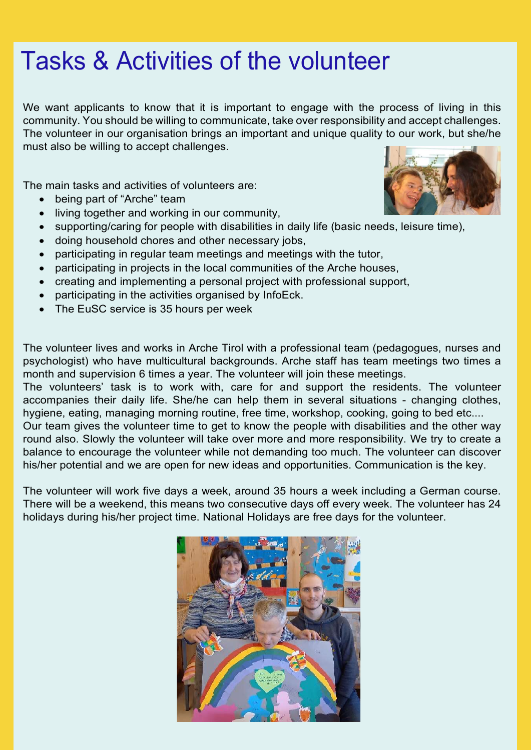# Tasks & Activities of the volunteer

We want applicants to know that it is important to engage with the process of living in this community. You should be willing to communicate, take over responsibility and accept challenges. The volunteer in our organisation brings an important and unique quality to our work, but she/he must also be willing to accept challenges.

The main tasks and activities of volunteers are:

- being part of "Arche" team
- living together and working in our community,
- supporting/caring for people with disabilities in daily life (basic needs, leisure time),
- doing household chores and other necessary jobs,
- participating in regular team meetings and meetings with the tutor,
- participating in projects in the local communities of the Arche houses,
- creating and implementing a personal project with professional support,
- participating in the activities organised by InfoEck.
- The EuSC service is 35 hours per week

The volunteer lives and works in Arche Tirol with a professional team (pedagogues, nurses and psychologist) who have multicultural backgrounds. Arche staff has team meetings two times a month and supervision 6 times a year. The volunteer will join these meetings.
The volunteers' task is to work with, care for and support the residents. The volunteer accompanies their daily life. She/he can help them in several situations - changing clothes, hygiene, eating, managing morning routine, free time, workshop, cooking, going to bed etc....
Our team gives the volunteer time to get to know the people with disabilities and the other way round also. Slowly the volunteer will take over more and more responsibility. We try to create a balance to encourage the volunteer while not demanding too much. The volunteer can discover his/her potential and we are open for new ideas and opportunities. Communication is the key.

The volunteer will work five days a week, around 35 hours a week including a German course. There will be a weekend, this means two consecutive days off every week. The volunteer has 24 holidays during his/her project time. National Holidays are free days for the volunteer.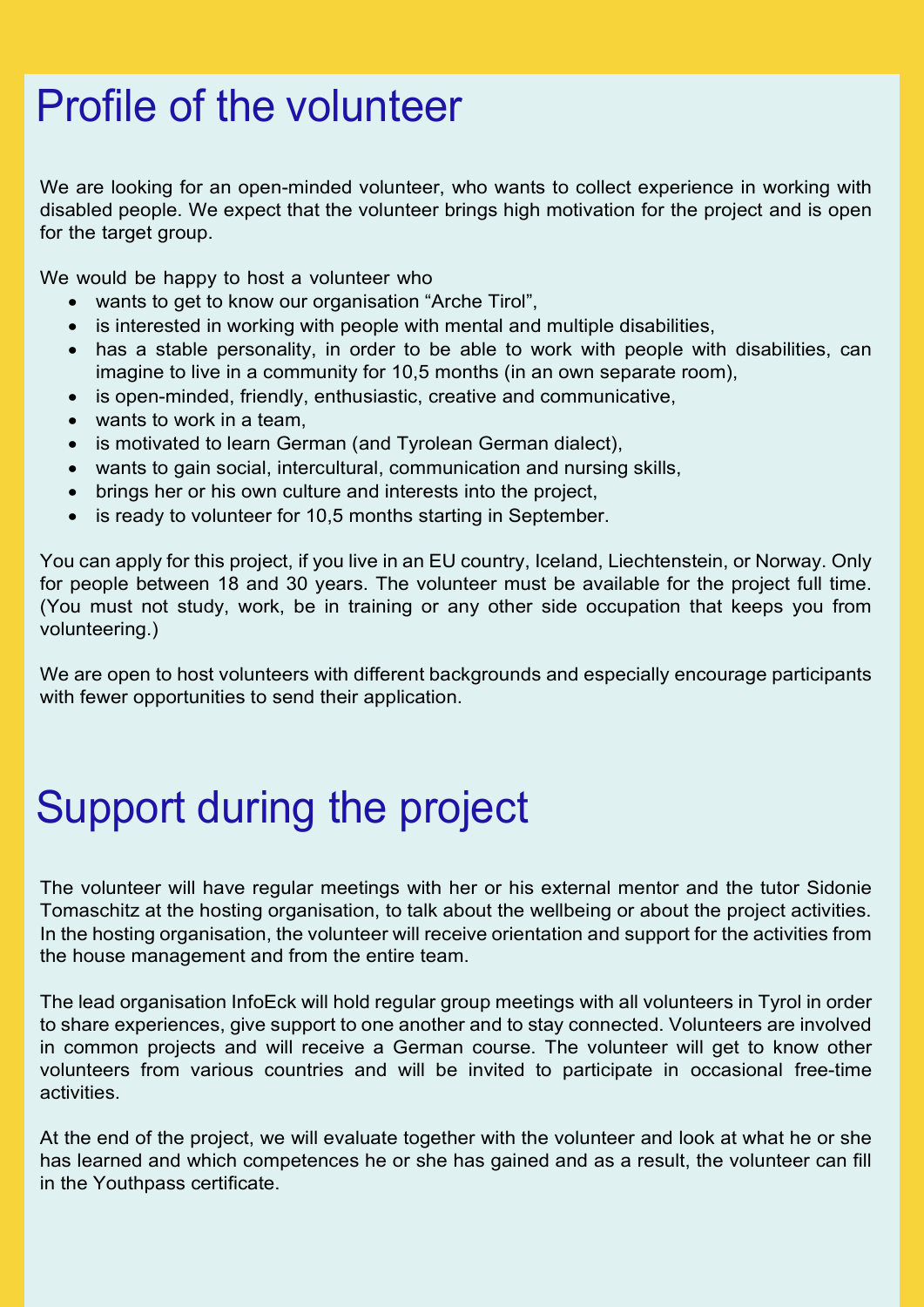# Profile of the volunteer

We are looking for an open-minded volunteer, who wants to collect experience in working with disabled people. We expect that the volunteer brings high motivation for the project and is open for the target group.

We would be happy to host a volunteer who

- wants to get to know our organisation "Arche Tirol",
- is interested in working with people with mental and multiple disabilities,
- has a stable personality, in order to be able to work with people with disabilities, can imagine to live in a community for 10,5 months (in an own separate room),
- is open-minded, friendly, enthusiastic, creative and communicative,
- wants to work in a team,
- is motivated to learn German (and Tyrolean German dialect),
- wants to gain social, intercultural, communication and nursing skills,
- brings her or his own culture and interests into the project,
- is ready to volunteer for 10,5 months starting in September.

You can apply for this project, if you live in an EU country, Iceland, Liechtenstein, or Norway. Only for people between 18 and 30 years. The volunteer must be available for the project full time. (You must not study, work, be in training or any other side occupation that keeps you from volunteering.)

We are open to host volunteers with different backgrounds and especially encourage participants with fewer opportunities to send their application.

# Support during the project

The volunteer will have regular meetings with her or his external mentor and the tutor Sidonie Tomaschitz at the hosting organisation, to talk about the wellbeing or about the project activities. In the hosting organisation, the volunteer will receive orientation and support for the activities from the house management and from the entire team.

The lead organisation InfoEck will hold regular group meetings with all volunteers in Tyrol in order to share experiences, give support to one another and to stay connected. Volunteers are involved in common projects and will receive a German course. The volunteer will get to know other volunteers from various countries and will be invited to participate in occasional free-time activities.

At the end of the project, we will evaluate together with the volunteer and look at what he or she has learned and which competences he or she has gained and as a result, the volunteer can fill in the Youthpass certificate.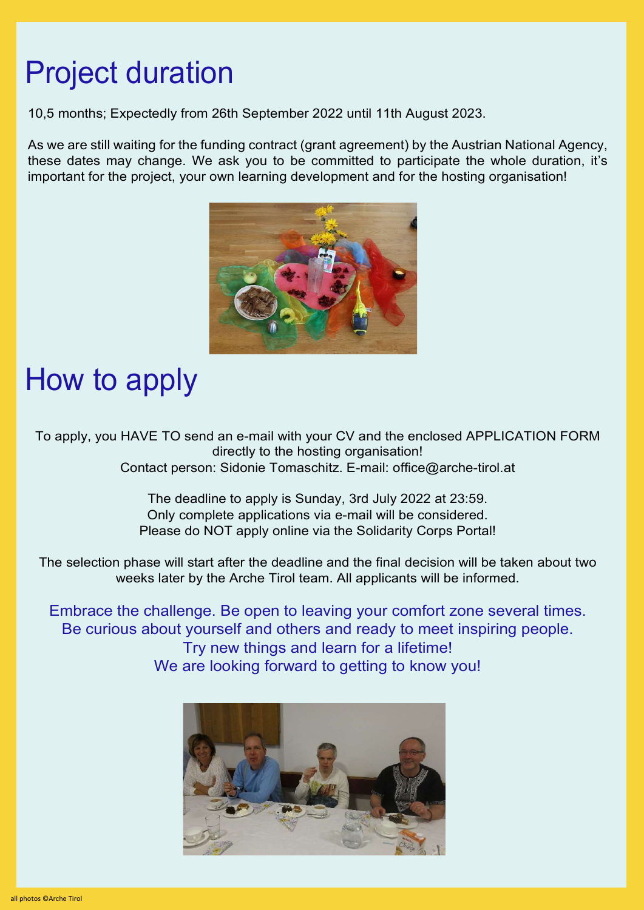# Project duration

10,5 months; Expectedly from 26th September 2022 until 11th August 2023.

As we are still waiting for the funding contract (grant agreement) by the Austrian National Agency, these dates may change. We ask you to be committed to participate the whole duration, it's important for the project, your own learning development and for the hosting organisation!

# How to apply

To apply, you HAVE TO send an e-mail with your CV and the enclosed APPLICATION FORM directly to the hosting organisation!
Contact person: Sidonie Tomaschitz. E-mail: office@arche-tirol.at

The deadline to apply is Sunday, 3rd July 2022 at 23:59.
Only complete applications via e-mail will be considered.
Please do NOT apply online via the Solidarity Corps Portal!

The selection phase will start after the deadline and the final decision will be taken about two weeks later by the Arche Tirol team. All applicants will be informed.

Embrace the challenge. Be open to leaving your comfort zone several times.
Be curious about yourself and others and ready to meet inspiring people.
Try new things and learn for a lifetime!
We are looking forward to getting to know you!

all photos ©Arche Tirol